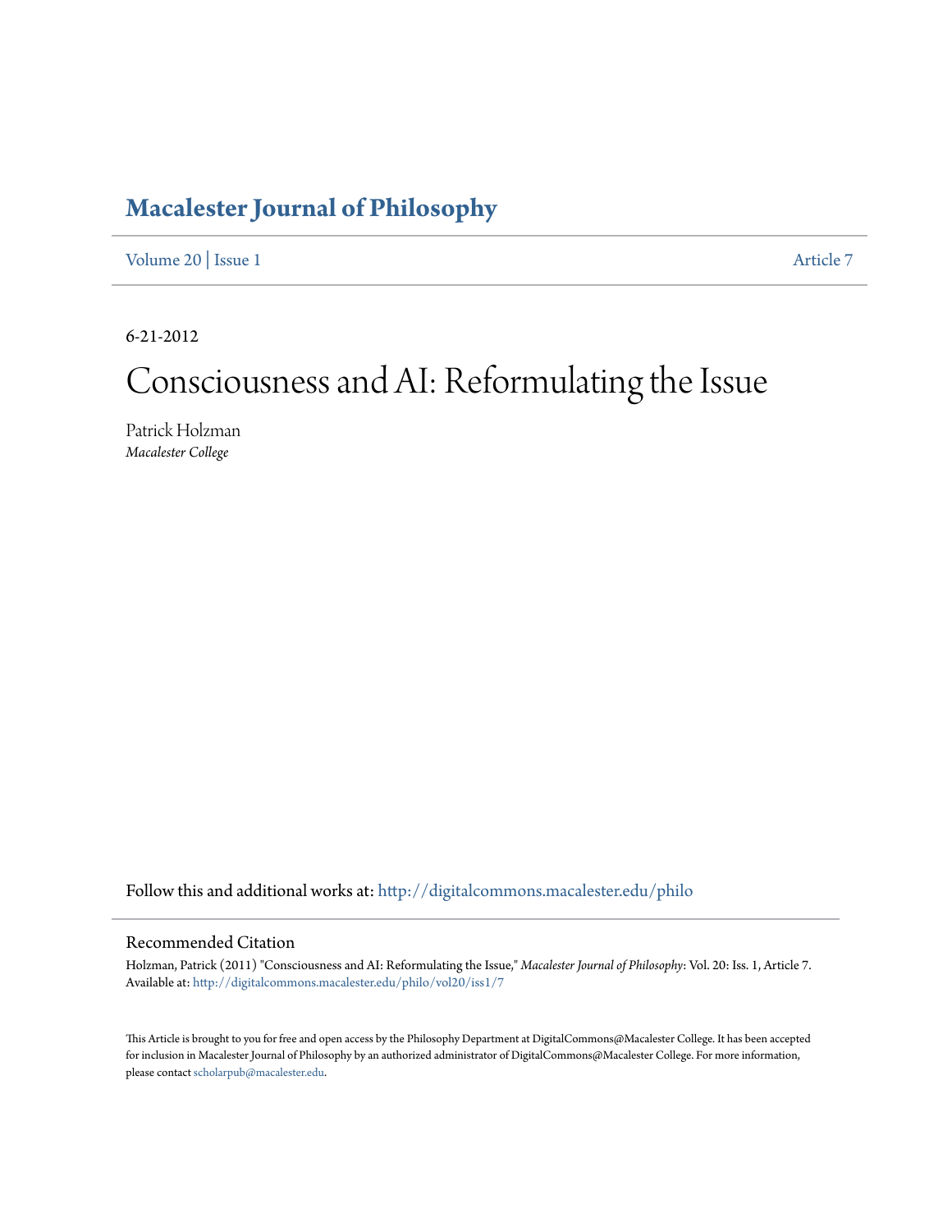# Macalester Journal of Philosophy

Volume 20 | Issue 1 Article 7

6-21-2012

# Consciousness and AI: Reformulating the Issue

Patrick Holzman
*Macalester College*

Follow this and additional works at: http://digitalcommons.macalester.edu/philo

## Recommended Citation

Holzman, Patrick (2011) "Consciousness and AI: Reformulating the Issue," *Macalester Journal of Philosophy*: Vol. 20: Iss. 1, Article 7.
Available at: http://digitalcommons.macalester.edu/philo/vol20/iss1/7

This Article is brought to you for free and open access by the Philosophy Department at DigitalCommons@Macalester College. It has been accepted for inclusion in Macalester Journal of Philosophy by an authorized administrator of DigitalCommons@Macalester College. For more information, please contact scholarpub@macalester.edu.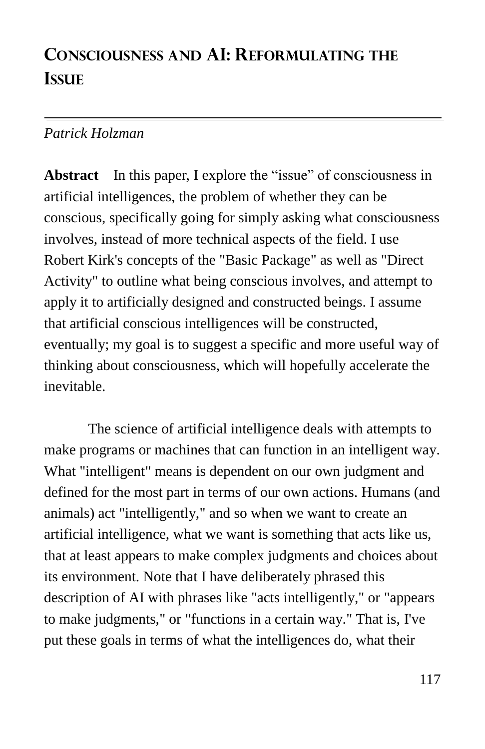# Consciousness and AI: Reformulating the Issue

*Patrick Holzman*

**Abstract** In this paper, I explore the "issue" of consciousness in artificial intelligences, the problem of whether they can be conscious, specifically going for simply asking what consciousness involves, instead of more technical aspects of the field. I use Robert Kirk's concepts of the "Basic Package" as well as "Direct Activity" to outline what being conscious involves, and attempt to apply it to artificially designed and constructed beings. I assume that artificial conscious intelligences will be constructed, eventually; my goal is to suggest a specific and more useful way of thinking about consciousness, which will hopefully accelerate the inevitable.

The science of artificial intelligence deals with attempts to make programs or machines that can function in an intelligent way. What "intelligent" means is dependent on our own judgment and defined for the most part in terms of our own actions. Humans (and animals) act "intelligently," and so when we want to create an artificial intelligence, what we want is something that acts like us, that at least appears to make complex judgments and choices about its environment. Note that I have deliberately phrased this description of AI with phrases like "acts intelligently," or "appears to make judgments," or "functions in a certain way." That is, I've put these goals in terms of what the intelligences do, what their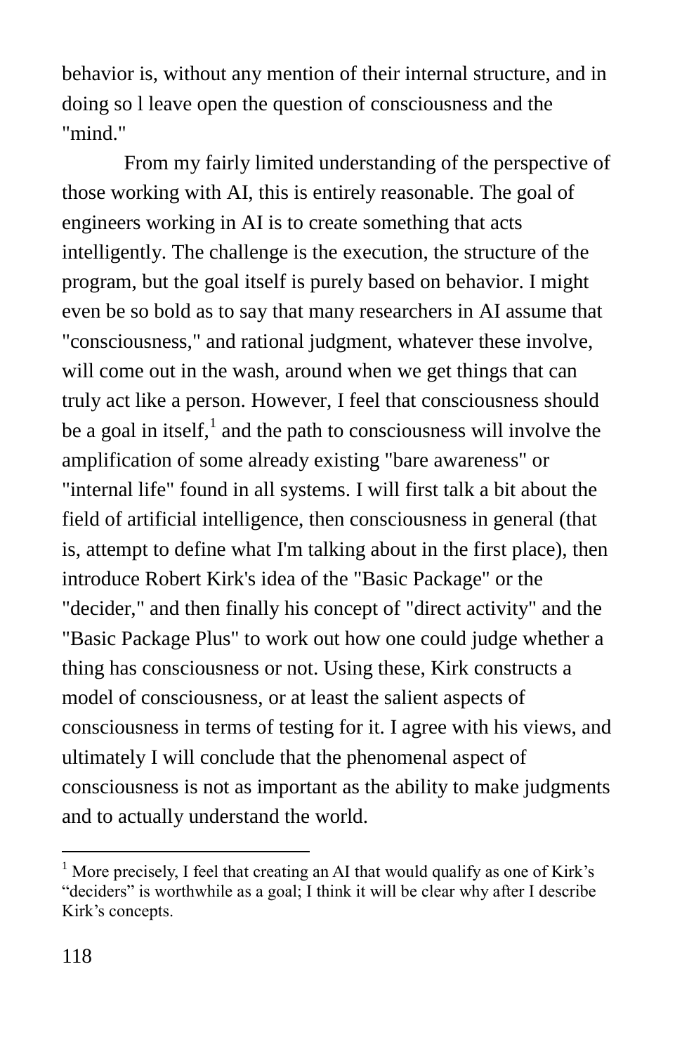behavior is, without any mention of their internal structure, and in doing so l leave open the question of consciousness and the "mind."

From my fairly limited understanding of the perspective of those working with AI, this is entirely reasonable. The goal of engineers working in AI is to create something that acts intelligently. The challenge is the execution, the structure of the program, but the goal itself is purely based on behavior. I might even be so bold as to say that many researchers in AI assume that "consciousness," and rational judgment, whatever these involve, will come out in the wash, around when we get things that can truly act like a person. However, I feel that consciousness should be a goal in itself,[1] and the path to consciousness will involve the amplification of some already existing "bare awareness" or "internal life" found in all systems. I will first talk a bit about the field of artificial intelligence, then consciousness in general (that is, attempt to define what I'm talking about in the first place), then introduce Robert Kirk's idea of the "Basic Package" or the "decider," and then finally his concept of "direct activity" and the "Basic Package Plus" to work out how one could judge whether a thing has consciousness or not. Using these, Kirk constructs a model of consciousness, or at least the salient aspects of consciousness in terms of testing for it. I agree with his views, and ultimately I will conclude that the phenomenal aspect of consciousness is not as important as the ability to make judgments and to actually understand the world.

---

[1] More precisely, I feel that creating an AI that would qualify as one of Kirk's "deciders" is worthwhile as a goal; I think it will be clear why after I describe Kirk's concepts.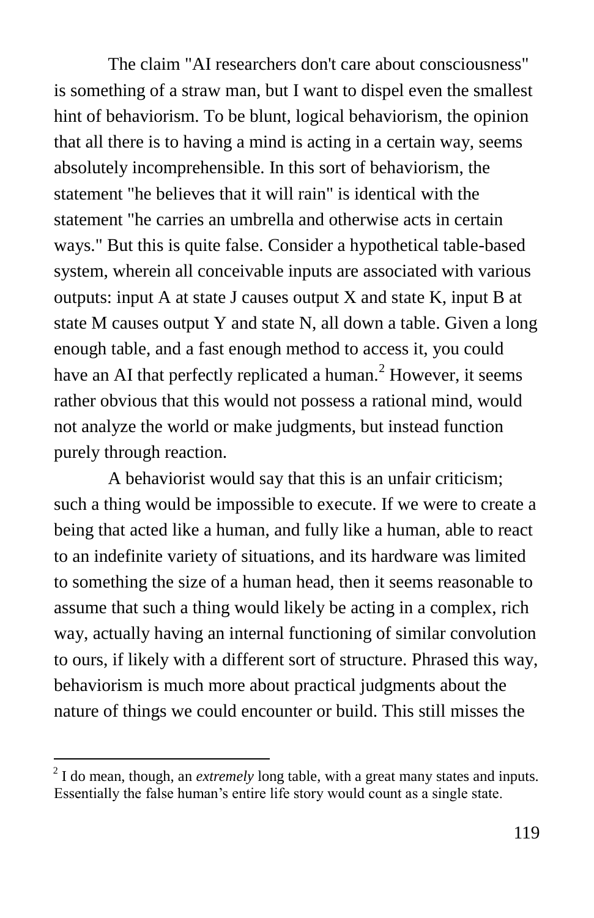The claim "AI researchers don't care about consciousness" is something of a straw man, but I want to dispel even the smallest hint of behaviorism. To be blunt, logical behaviorism, the opinion that all there is to having a mind is acting in a certain way, seems absolutely incomprehensible. In this sort of behaviorism, the statement "he believes that it will rain" is identical with the statement "he carries an umbrella and otherwise acts in certain ways." But this is quite false. Consider a hypothetical table-based system, wherein all conceivable inputs are associated with various outputs: input A at state J causes output X and state K, input B at state M causes output Y and state N, all down a table. Given a long enough table, and a fast enough method to access it, you could have an AI that perfectly replicated a human.[2] However, it seems rather obvious that this would not possess a rational mind, would not analyze the world or make judgments, but instead function purely through reaction.

A behaviorist would say that this is an unfair criticism; such a thing would be impossible to execute. If we were to create a being that acted like a human, and fully like a human, able to react to an indefinite variety of situations, and its hardware was limited to something the size of a human head, then it seems reasonable to assume that such a thing would likely be acting in a complex, rich way, actually having an internal functioning of similar convolution to ours, if likely with a different sort of structure. Phrased this way, behaviorism is much more about practical judgments about the nature of things we could encounter or build. This still misses the

---

[2] I do mean, though, an *extremely* long table, with a great many states and inputs. Essentially the false human's entire life story would count as a single state.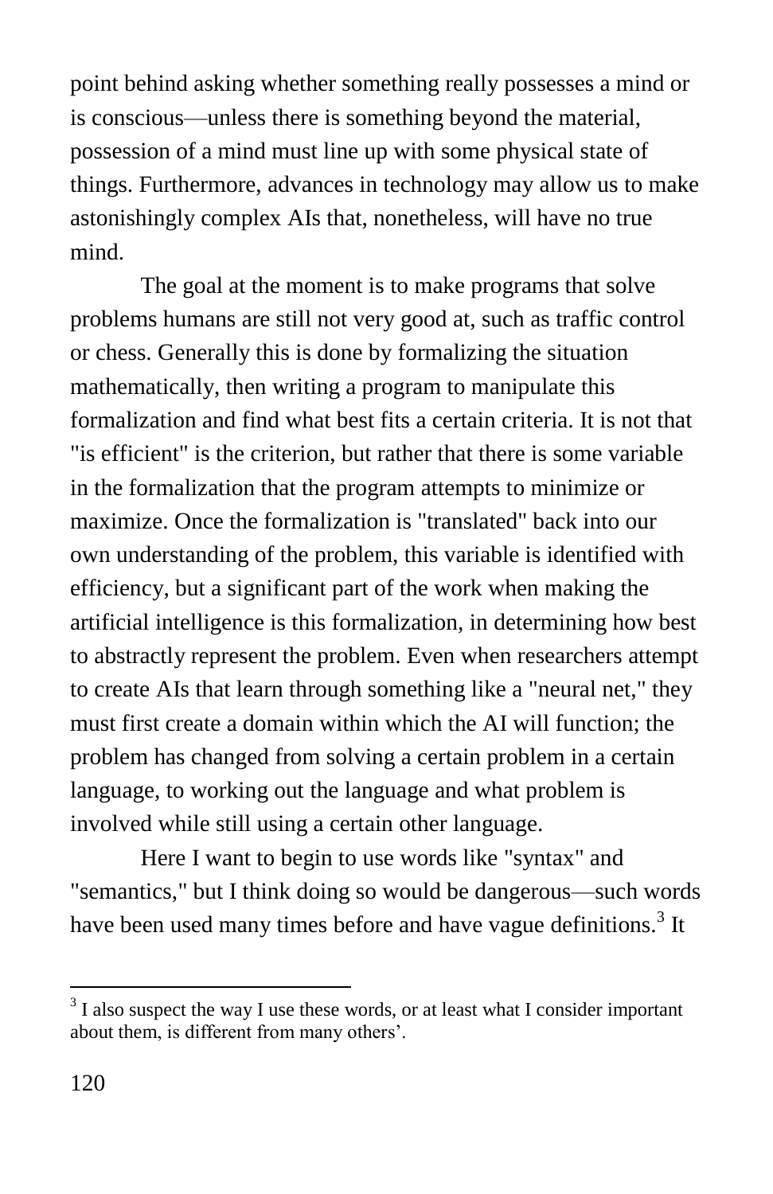point behind asking whether something really possesses a mind or is conscious—unless there is something beyond the material, possession of a mind must line up with some physical state of things. Furthermore, advances in technology may allow us to make astonishingly complex AIs that, nonetheless, will have no true mind.

The goal at the moment is to make programs that solve problems humans are still not very good at, such as traffic control or chess. Generally this is done by formalizing the situation mathematically, then writing a program to manipulate this formalization and find what best fits a certain criteria. It is not that "is efficient" is the criterion, but rather that there is some variable in the formalization that the program attempts to minimize or maximize. Once the formalization is "translated" back into our own understanding of the problem, this variable is identified with efficiency, but a significant part of the work when making the artificial intelligence is this formalization, in determining how best to abstractly represent the problem. Even when researchers attempt to create AIs that learn through something like a "neural net," they must first create a domain within which the AI will function; the problem has changed from solving a certain problem in a certain language, to working out the language and what problem is involved while still using a certain other language.

Here I want to begin to use words like "syntax" and "semantics," but I think doing so would be dangerous—such words have been used many times before and have vague definitions.[3] It

[3] I also suspect the way I use these words, or at least what I consider important about them, is different from many others'.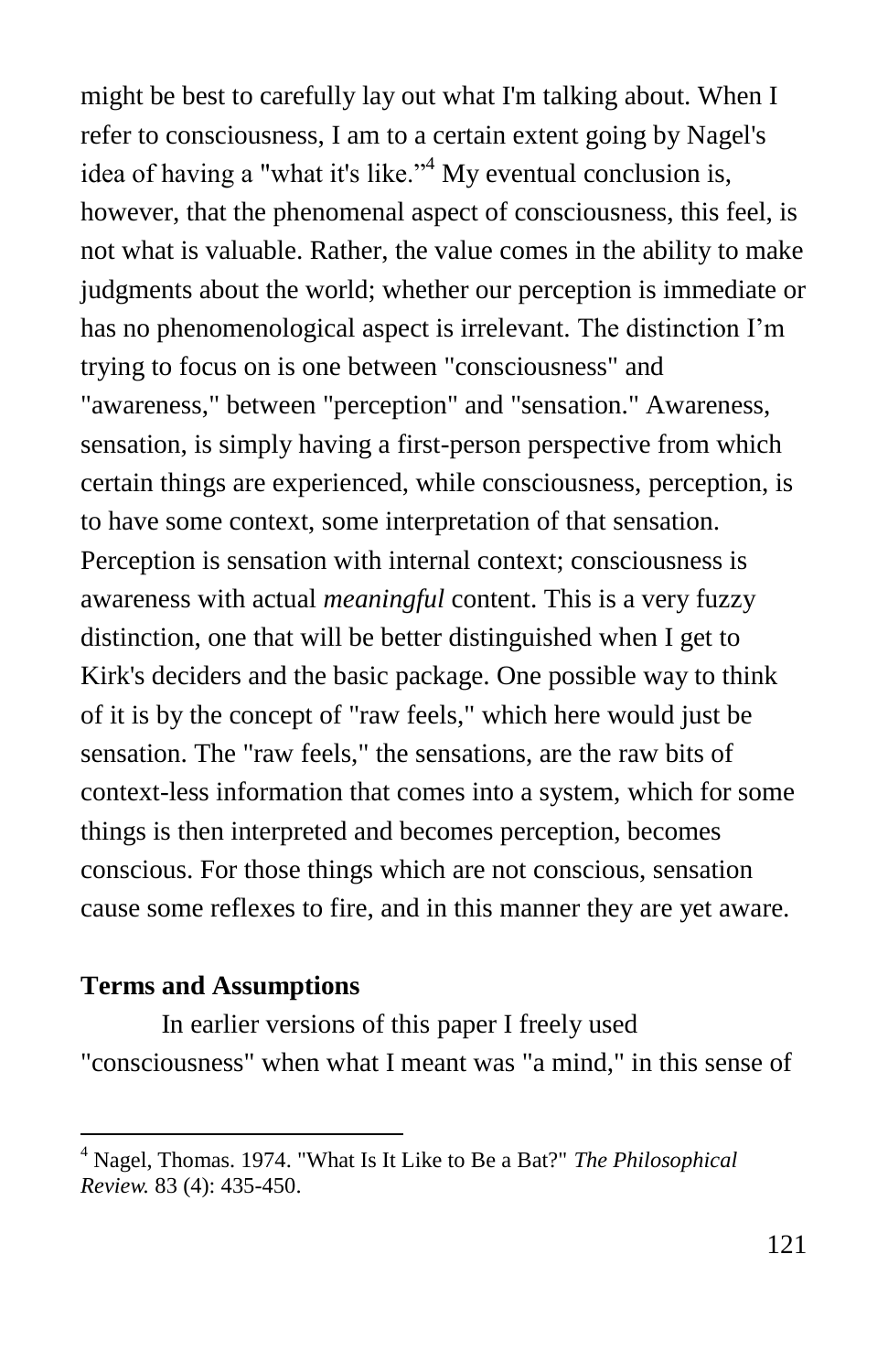might be best to carefully lay out what I'm talking about. When I refer to consciousness, I am to a certain extent going by Nagel's idea of having a "what it's like."[4] My eventual conclusion is, however, that the phenomenal aspect of consciousness, this feel, is not what is valuable. Rather, the value comes in the ability to make judgments about the world; whether our perception is immediate or has no phenomenological aspect is irrelevant. The distinction I'm trying to focus on is one between "consciousness" and "awareness," between "perception" and "sensation." Awareness, sensation, is simply having a first-person perspective from which certain things are experienced, while consciousness, perception, is to have some context, some interpretation of that sensation. Perception is sensation with internal context; consciousness is awareness with actual *meaningful* content. This is a very fuzzy distinction, one that will be better distinguished when I get to Kirk's deciders and the basic package. One possible way to think of it is by the concept of "raw feels," which here would just be sensation. The "raw feels," the sensations, are the raw bits of context-less information that comes into a system, which for some things is then interpreted and becomes perception, becomes conscious. For those things which are not conscious, sensation cause some reflexes to fire, and in this manner they are yet aware.

**Terms and Assumptions**

In earlier versions of this paper I freely used "consciousness" when what I meant was "a mind," in this sense of

[4] Nagel, Thomas. 1974. "What Is It Like to Be a Bat?" *The Philosophical Review.* 83 (4): 435-450.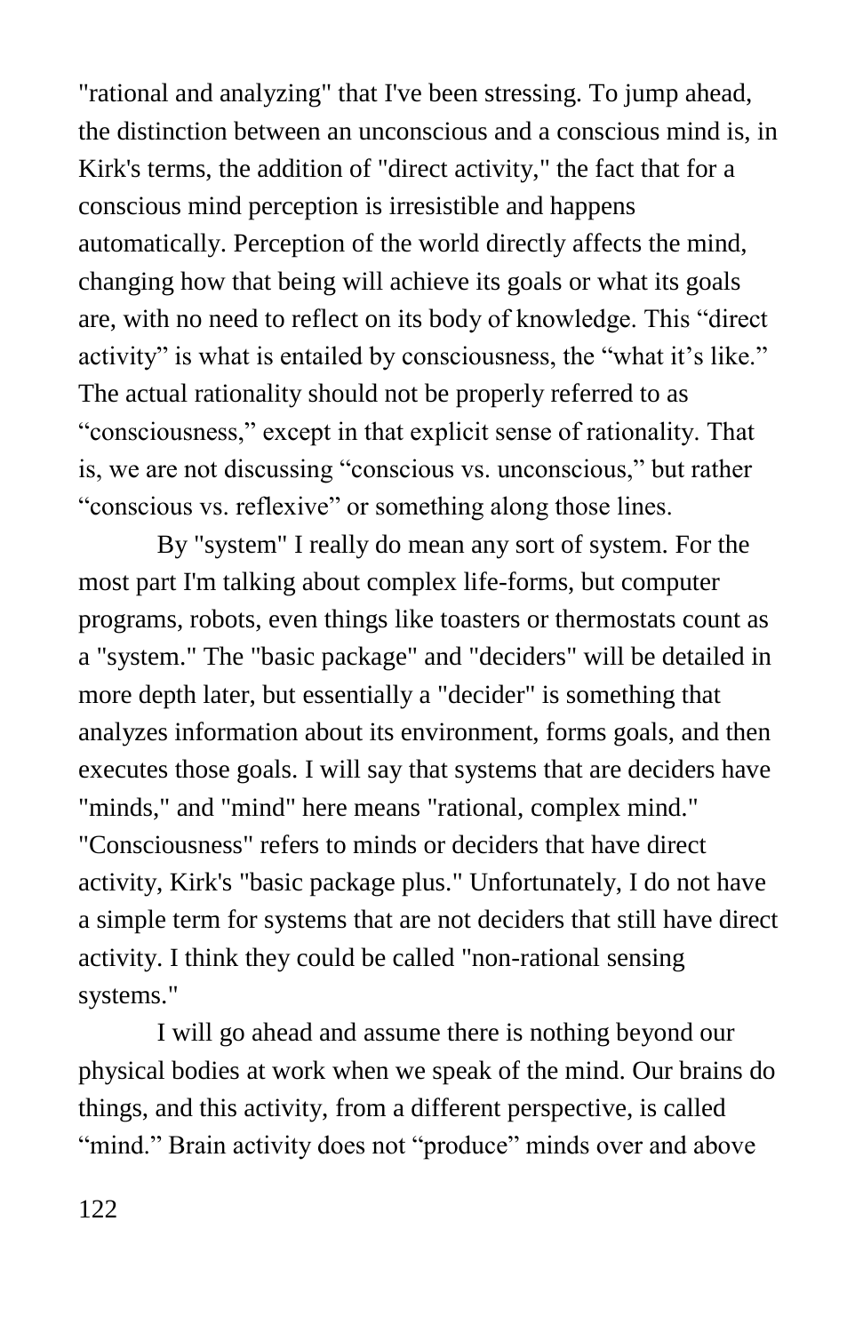"rational and analyzing" that I've been stressing. To jump ahead, the distinction between an unconscious and a conscious mind is, in Kirk's terms, the addition of "direct activity," the fact that for a conscious mind perception is irresistible and happens automatically. Perception of the world directly affects the mind, changing how that being will achieve its goals or what its goals are, with no need to reflect on its body of knowledge. This "direct activity" is what is entailed by consciousness, the "what it's like." The actual rationality should not be properly referred to as "consciousness," except in that explicit sense of rationality. That is, we are not discussing "conscious vs. unconscious," but rather "conscious vs. reflexive" or something along those lines.

By "system" I really do mean any sort of system. For the most part I'm talking about complex life-forms, but computer programs, robots, even things like toasters or thermostats count as a "system." The "basic package" and "deciders" will be detailed in more depth later, but essentially a "decider" is something that analyzes information about its environment, forms goals, and then executes those goals. I will say that systems that are deciders have "minds," and "mind" here means "rational, complex mind." "Consciousness" refers to minds or deciders that have direct activity, Kirk's "basic package plus." Unfortunately, I do not have a simple term for systems that are not deciders that still have direct activity. I think they could be called "non-rational sensing systems."

I will go ahead and assume there is nothing beyond our physical bodies at work when we speak of the mind. Our brains do things, and this activity, from a different perspective, is called "mind." Brain activity does not "produce" minds over and above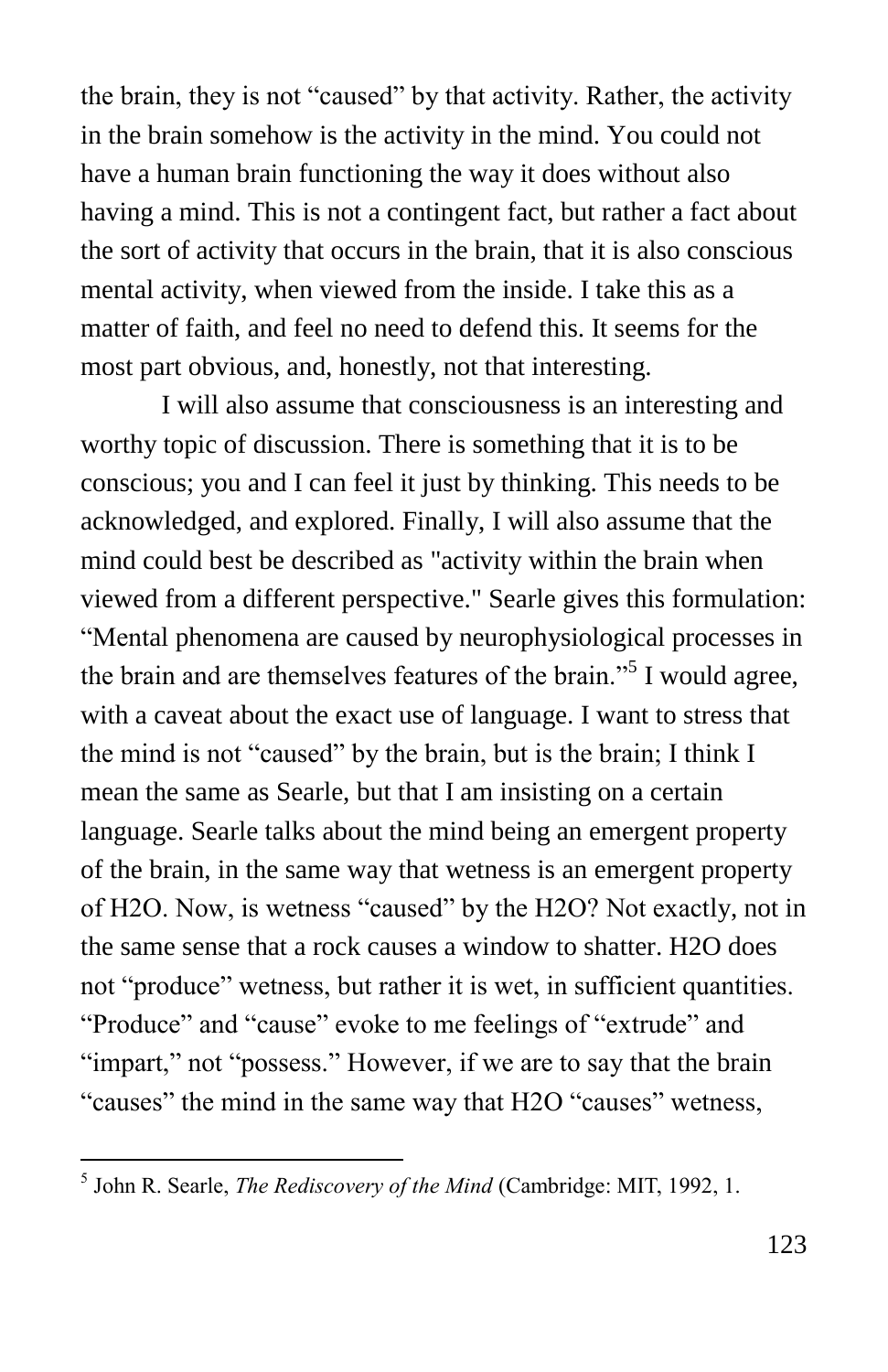the brain, they is not "caused" by that activity. Rather, the activity in the brain somehow is the activity in the mind. You could not have a human brain functioning the way it does without also having a mind. This is not a contingent fact, but rather a fact about the sort of activity that occurs in the brain, that it is also conscious mental activity, when viewed from the inside. I take this as a matter of faith, and feel no need to defend this. It seems for the most part obvious, and, honestly, not that interesting.

I will also assume that consciousness is an interesting and worthy topic of discussion. There is something that it is to be conscious; you and I can feel it just by thinking. This needs to be acknowledged, and explored. Finally, I will also assume that the mind could best be described as "activity within the brain when viewed from a different perspective." Searle gives this formulation: "Mental phenomena are caused by neurophysiological processes in the brain and are themselves features of the brain."[5] I would agree, with a caveat about the exact use of language. I want to stress that the mind is not "caused" by the brain, but is the brain; I think I mean the same as Searle, but that I am insisting on a certain language. Searle talks about the mind being an emergent property of the brain, in the same way that wetness is an emergent property of H2O. Now, is wetness "caused" by the H2O? Not exactly, not in the same sense that a rock causes a window to shatter. H2O does not "produce" wetness, but rather it is wet, in sufficient quantities. "Produce" and "cause" evoke to me feelings of "extrude" and "impart," not "possess." However, if we are to say that the brain "causes" the mind in the same way that H2O "causes" wetness,

---

[5] John R. Searle, *The Rediscovery of the Mind* (Cambridge: MIT, 1992, 1.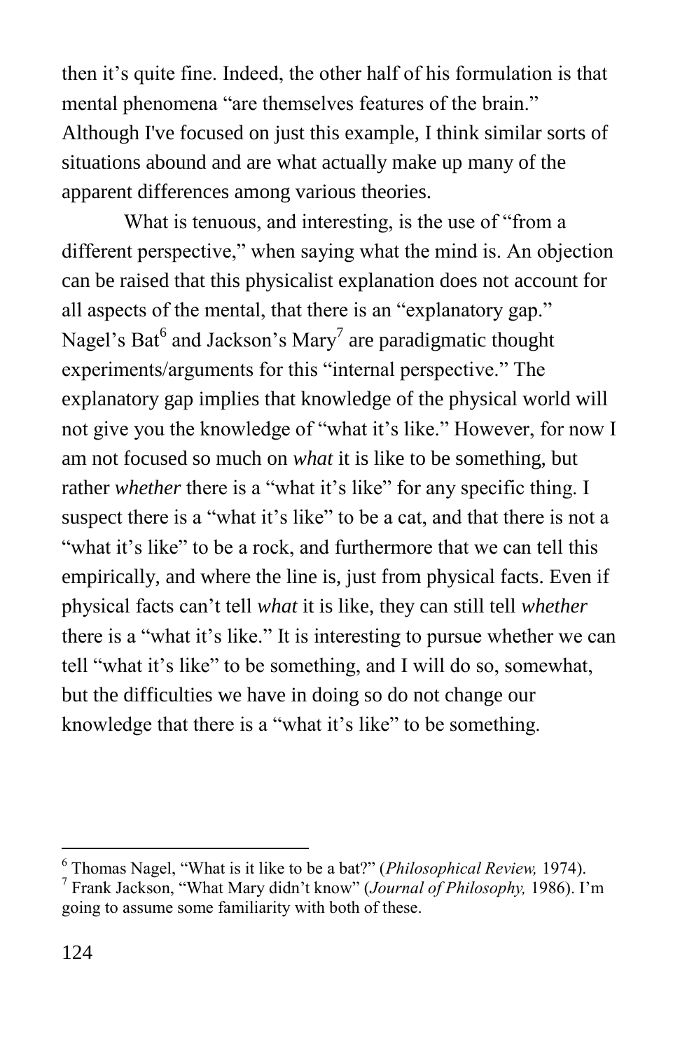then it's quite fine. Indeed, the other half of his formulation is that mental phenomena "are themselves features of the brain." Although I've focused on just this example, I think similar sorts of situations abound and are what actually make up many of the apparent differences among various theories.

What is tenuous, and interesting, is the use of "from a different perspective," when saying what the mind is. An objection can be raised that this physicalist explanation does not account for all aspects of the mental, that there is an "explanatory gap." Nagel's Bat[6] and Jackson's Mary[7] are paradigmatic thought experiments/arguments for this "internal perspective." The explanatory gap implies that knowledge of the physical world will not give you the knowledge of "what it's like." However, for now I am not focused so much on *what* it is like to be something, but rather *whether* there is a "what it's like" for any specific thing. I suspect there is a "what it's like" to be a cat, and that there is not a "what it's like" to be a rock, and furthermore that we can tell this empirically, and where the line is, just from physical facts. Even if physical facts can't tell *what* it is like, they can still tell *whether* there is a "what it's like." It is interesting to pursue whether we can tell "what it's like" to be something, and I will do so, somewhat, but the difficulties we have in doing so do not change our knowledge that there is a "what it's like" to be something.

---

[6] Thomas Nagel, "What is it like to be a bat?" (*Philosophical Review,* 1974).

[7] Frank Jackson, "What Mary didn't know" (*Journal of Philosophy,* 1986). I'm going to assume some familiarity with both of these.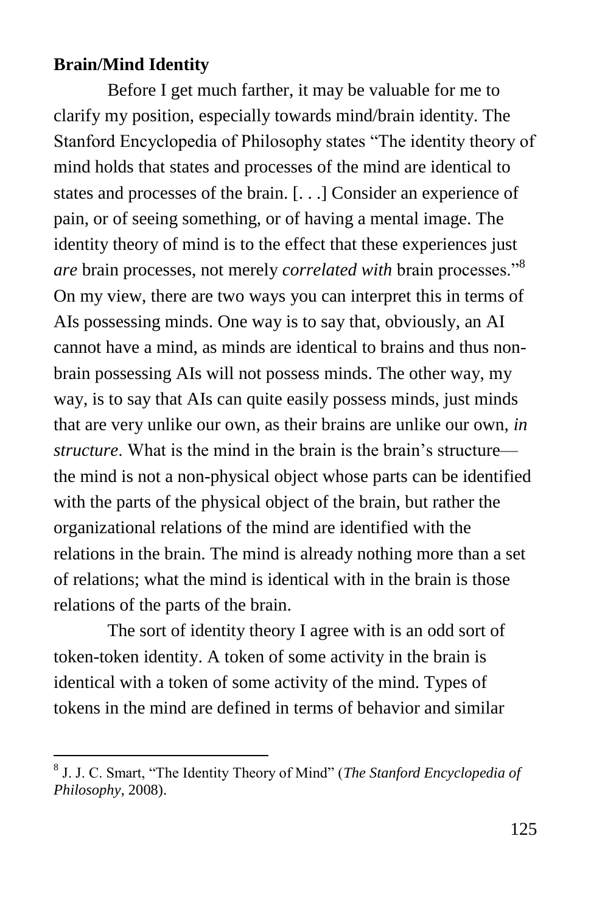**Brain/Mind Identity**

Before I get much farther, it may be valuable for me to clarify my position, especially towards mind/brain identity. The Stanford Encyclopedia of Philosophy states "The identity theory of mind holds that states and processes of the mind are identical to states and processes of the brain. [. . .] Consider an experience of pain, or of seeing something, or of having a mental image. The identity theory of mind is to the effect that these experiences just *are* brain processes, not merely *correlated with* brain processes."[8] On my view, there are two ways you can interpret this in terms of AIs possessing minds. One way is to say that, obviously, an AI cannot have a mind, as minds are identical to brains and thus non-brain possessing AIs will not possess minds. The other way, my way, is to say that AIs can quite easily possess minds, just minds that are very unlike our own, as their brains are unlike our own, *in structure*. What is the mind in the brain is the brain's structure—the mind is not a non-physical object whose parts can be identified with the parts of the physical object of the brain, but rather the organizational relations of the mind are identified with the relations in the brain. The mind is already nothing more than a set of relations; what the mind is identical with in the brain is those relations of the parts of the brain.

The sort of identity theory I agree with is an odd sort of token-token identity. A token of some activity in the brain is identical with a token of some activity of the mind. Types of tokens in the mind are defined in terms of behavior and similar

[8] J. J. C. Smart, "The Identity Theory of Mind" (*The Stanford Encyclopedia of Philosophy*, 2008).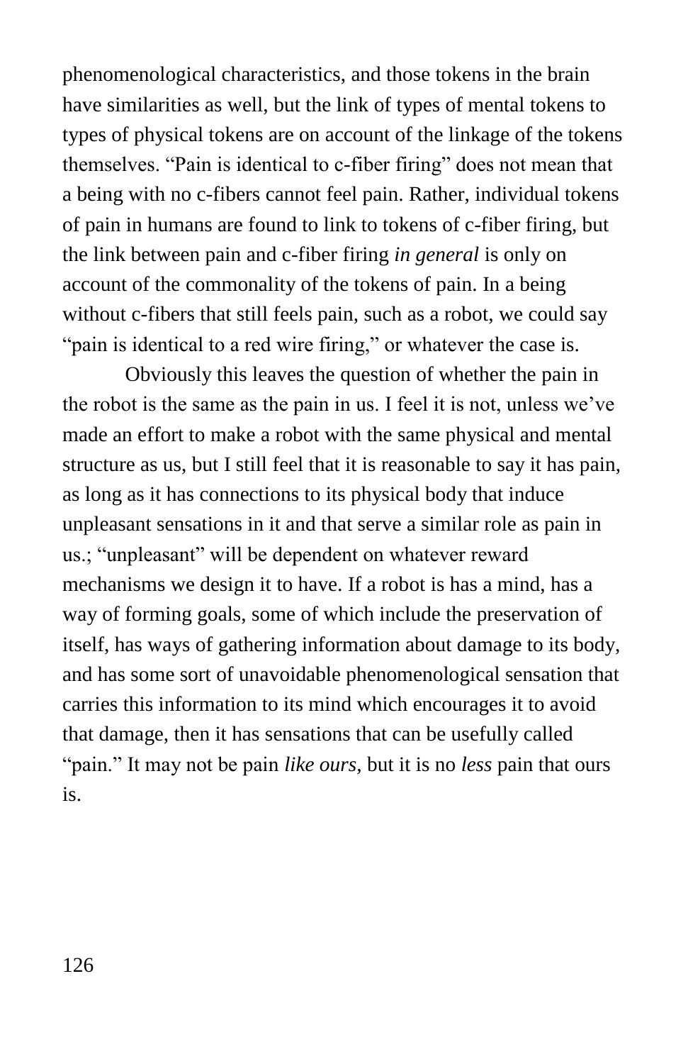phenomenological characteristics, and those tokens in the brain have similarities as well, but the link of types of mental tokens to types of physical tokens are on account of the linkage of the tokens themselves. "Pain is identical to c-fiber firing" does not mean that a being with no c-fibers cannot feel pain. Rather, individual tokens of pain in humans are found to link to tokens of c-fiber firing, but the link between pain and c-fiber firing *in general* is only on account of the commonality of the tokens of pain. In a being without c-fibers that still feels pain, such as a robot, we could say "pain is identical to a red wire firing," or whatever the case is.

Obviously this leaves the question of whether the pain in the robot is the same as the pain in us. I feel it is not, unless we've made an effort to make a robot with the same physical and mental structure as us, but I still feel that it is reasonable to say it has pain, as long as it has connections to its physical body that induce unpleasant sensations in it and that serve a similar role as pain in us.; "unpleasant" will be dependent on whatever reward mechanisms we design it to have. If a robot is has a mind, has a way of forming goals, some of which include the preservation of itself, has ways of gathering information about damage to its body, and has some sort of unavoidable phenomenological sensation that carries this information to its mind which encourages it to avoid that damage, then it has sensations that can be usefully called "pain." It may not be pain *like ours*, but it is no *less* pain that ours is.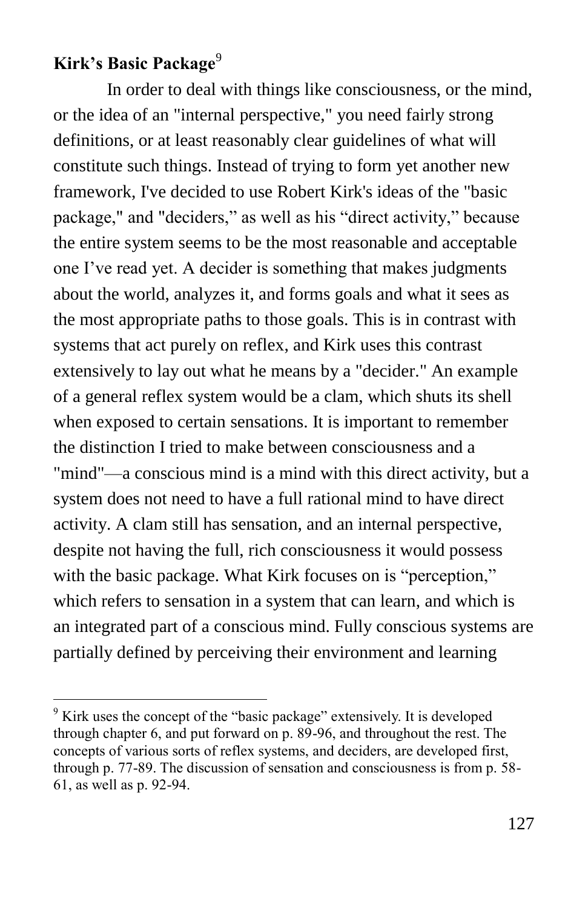**Kirk's Basic Package**[9]

In order to deal with things like consciousness, or the mind, or the idea of an "internal perspective," you need fairly strong definitions, or at least reasonably clear guidelines of what will constitute such things. Instead of trying to form yet another new framework, I've decided to use Robert Kirk's ideas of the "basic package," and "deciders," as well as his "direct activity," because the entire system seems to be the most reasonable and acceptable one I've read yet. A decider is something that makes judgments about the world, analyzes it, and forms goals and what it sees as the most appropriate paths to those goals. This is in contrast with systems that act purely on reflex, and Kirk uses this contrast extensively to lay out what he means by a "decider." An example of a general reflex system would be a clam, which shuts its shell when exposed to certain sensations. It is important to remember the distinction I tried to make between consciousness and a "mind"—a conscious mind is a mind with this direct activity, but a system does not need to have a full rational mind to have direct activity. A clam still has sensation, and an internal perspective, despite not having the full, rich consciousness it would possess with the basic package. What Kirk focuses on is "perception," which refers to sensation in a system that can learn, and which is an integrated part of a conscious mind. Fully conscious systems are partially defined by perceiving their environment and learning

---

[9] Kirk uses the concept of the "basic package" extensively. It is developed through chapter 6, and put forward on p. 89-96, and throughout the rest. The concepts of various sorts of reflex systems, and deciders, are developed first, through p. 77-89. The discussion of sensation and consciousness is from p. 58-61, as well as p. 92-94.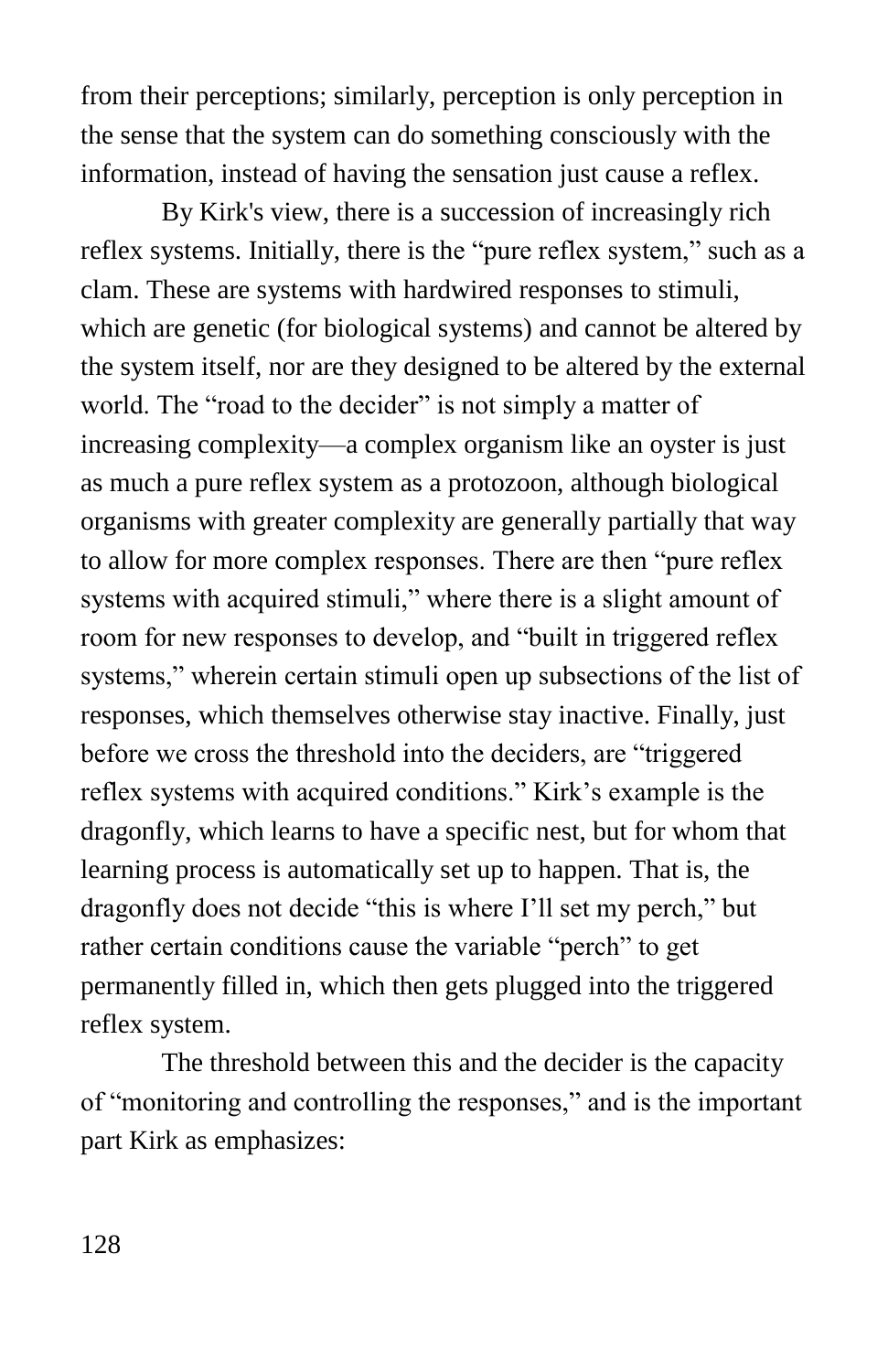from their perceptions; similarly, perception is only perception in the sense that the system can do something consciously with the information, instead of having the sensation just cause a reflex.

By Kirk's view, there is a succession of increasingly rich reflex systems. Initially, there is the "pure reflex system," such as a clam. These are systems with hardwired responses to stimuli, which are genetic (for biological systems) and cannot be altered by the system itself, nor are they designed to be altered by the external world. The "road to the decider" is not simply a matter of increasing complexity—a complex organism like an oyster is just as much a pure reflex system as a protozoon, although biological organisms with greater complexity are generally partially that way to allow for more complex responses. There are then "pure reflex systems with acquired stimuli," where there is a slight amount of room for new responses to develop, and "built in triggered reflex systems," wherein certain stimuli open up subsections of the list of responses, which themselves otherwise stay inactive. Finally, just before we cross the threshold into the deciders, are "triggered reflex systems with acquired conditions." Kirk's example is the dragonfly, which learns to have a specific nest, but for whom that learning process is automatically set up to happen. That is, the dragonfly does not decide "this is where I'll set my perch," but rather certain conditions cause the variable "perch" to get permanently filled in, which then gets plugged into the triggered reflex system.

The threshold between this and the decider is the capacity of "monitoring and controlling the responses," and is the important part Kirk as emphasizes: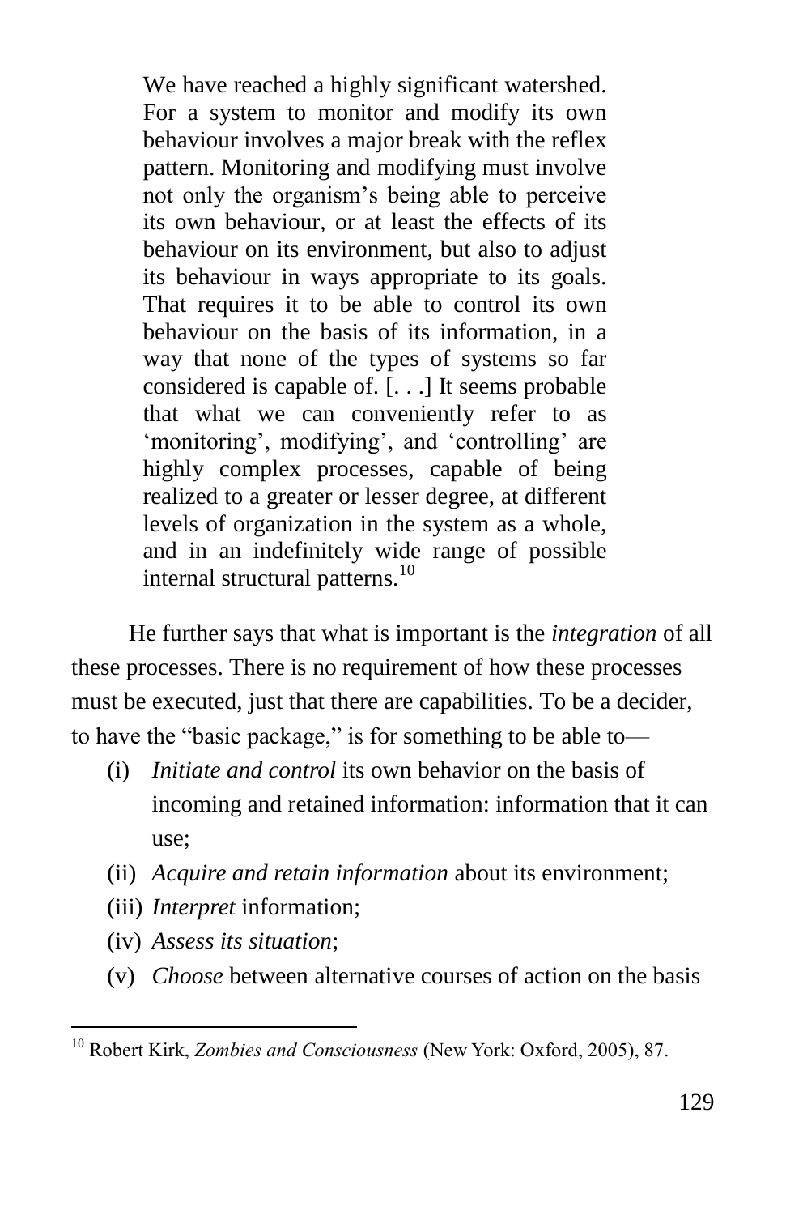> We have reached a highly significant watershed. For a system to monitor and modify its own behaviour involves a major break with the reflex pattern. Monitoring and modifying must involve not only the organism's being able to perceive its own behaviour, or at least the effects of its behaviour on its environment, but also to adjust its behaviour in ways appropriate to its goals. That requires it to be able to control its own behaviour on the basis of its information, in a way that none of the types of systems so far considered is capable of. [. . .] It seems probable that what we can conveniently refer to as 'monitoring', modifying', and 'controlling' are highly complex processes, capable of being realized to a greater or lesser degree, at different levels of organization in the system as a whole, and in an indefinitely wide range of possible internal structural patterns.[10]

He further says that what is important is the *integration* of all these processes. There is no requirement of how these processes must be executed, just that there are capabilities. To be a decider, to have the "basic package," is for something to be able to—

- (i) *Initiate and control* its own behavior on the basis of incoming and retained information: information that it can use;
- (ii) *Acquire and retain information* about its environment;
- (iii) *Interpret* information;
- (iv) *Assess its situation*;
- (v) *Choose* between alternative courses of action on the basis

[10] Robert Kirk, *Zombies and Consciousness* (New York: Oxford, 2005), 87.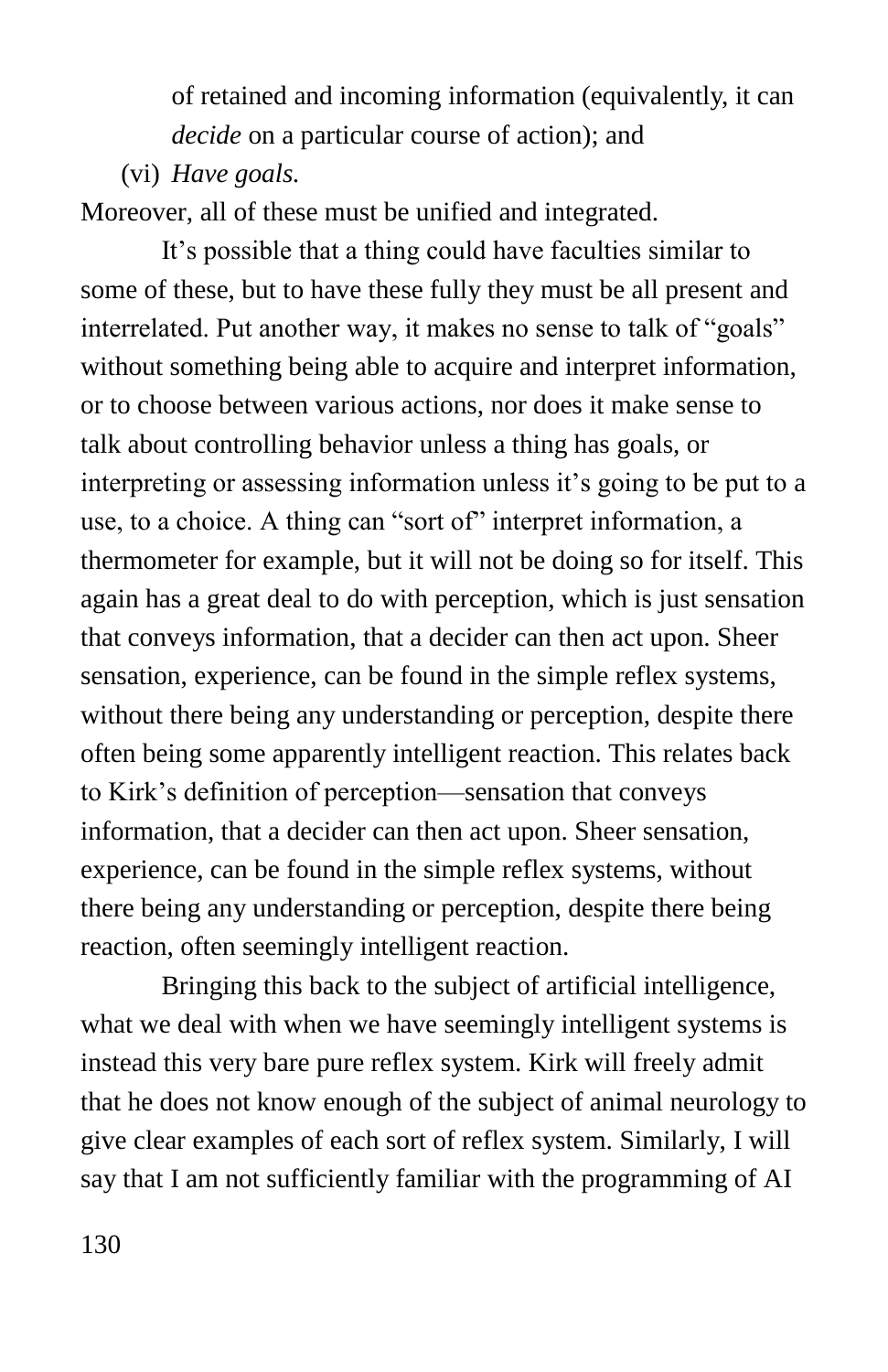of retained and incoming information (equivalently, it can *decide* on a particular course of action); and

(vi) *Have goals.*

Moreover, all of these must be unified and integrated.

It's possible that a thing could have faculties similar to some of these, but to have these fully they must be all present and interrelated. Put another way, it makes no sense to talk of "goals" without something being able to acquire and interpret information, or to choose between various actions, nor does it make sense to talk about controlling behavior unless a thing has goals, or interpreting or assessing information unless it's going to be put to a use, to a choice. A thing can "sort of" interpret information, a thermometer for example, but it will not be doing so for itself. This again has a great deal to do with perception, which is just sensation that conveys information, that a decider can then act upon. Sheer sensation, experience, can be found in the simple reflex systems, without there being any understanding or perception, despite there often being some apparently intelligent reaction. This relates back to Kirk's definition of perception—sensation that conveys information, that a decider can then act upon. Sheer sensation, experience, can be found in the simple reflex systems, without there being any understanding or perception, despite there being reaction, often seemingly intelligent reaction.

Bringing this back to the subject of artificial intelligence, what we deal with when we have seemingly intelligent systems is instead this very bare pure reflex system. Kirk will freely admit that he does not know enough of the subject of animal neurology to give clear examples of each sort of reflex system. Similarly, I will say that I am not sufficiently familiar with the programming of AI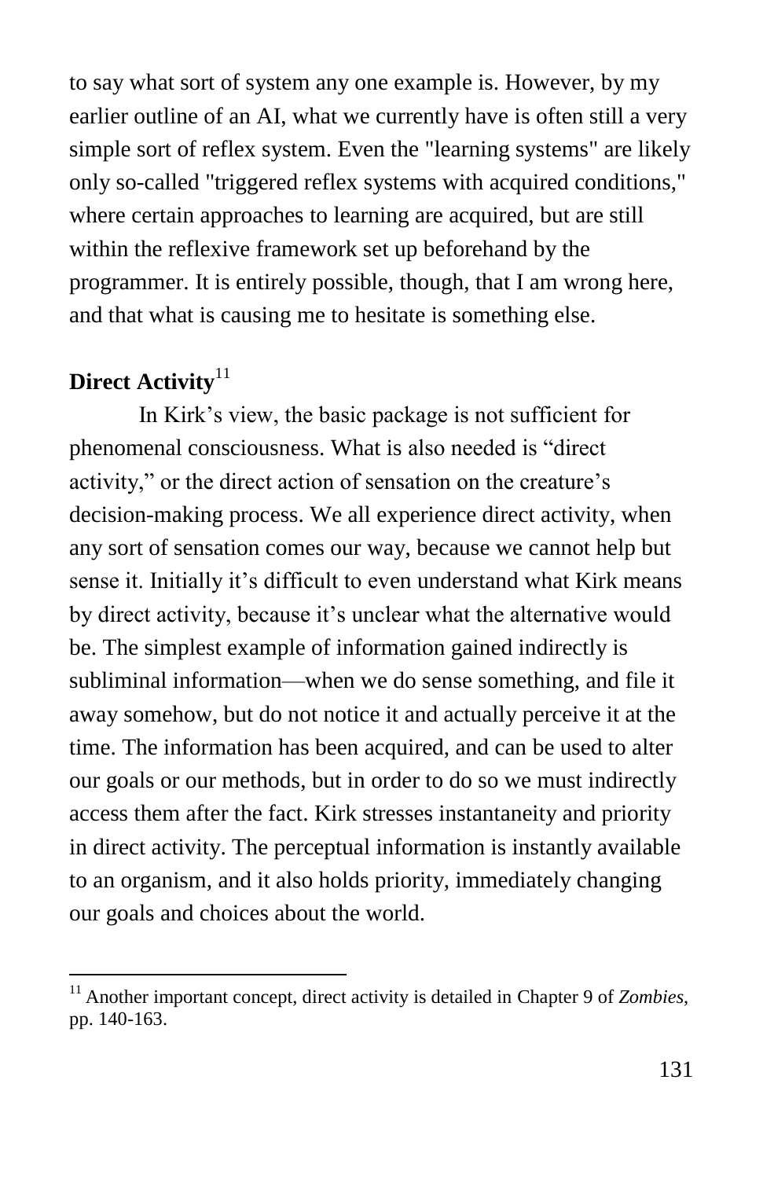to say what sort of system any one example is. However, by my earlier outline of an AI, what we currently have is often still a very simple sort of reflex system. Even the "learning systems" are likely only so-called "triggered reflex systems with acquired conditions," where certain approaches to learning are acquired, but are still within the reflexive framework set up beforehand by the programmer. It is entirely possible, though, that I am wrong here, and that what is causing me to hesitate is something else.

### Direct Activity[11]

In Kirk's view, the basic package is not sufficient for phenomenal consciousness. What is also needed is "direct activity," or the direct action of sensation on the creature's decision-making process. We all experience direct activity, when any sort of sensation comes our way, because we cannot help but sense it. Initially it's difficult to even understand what Kirk means by direct activity, because it's unclear what the alternative would be. The simplest example of information gained indirectly is subliminal information—when we do sense something, and file it away somehow, but do not notice it and actually perceive it at the time. The information has been acquired, and can be used to alter our goals or our methods, but in order to do so we must indirectly access them after the fact. Kirk stresses instantaneity and priority in direct activity. The perceptual information is instantly available to an organism, and it also holds priority, immediately changing our goals and choices about the world.

---

[11] Another important concept, direct activity is detailed in Chapter 9 of *Zombies*, pp. 140-163.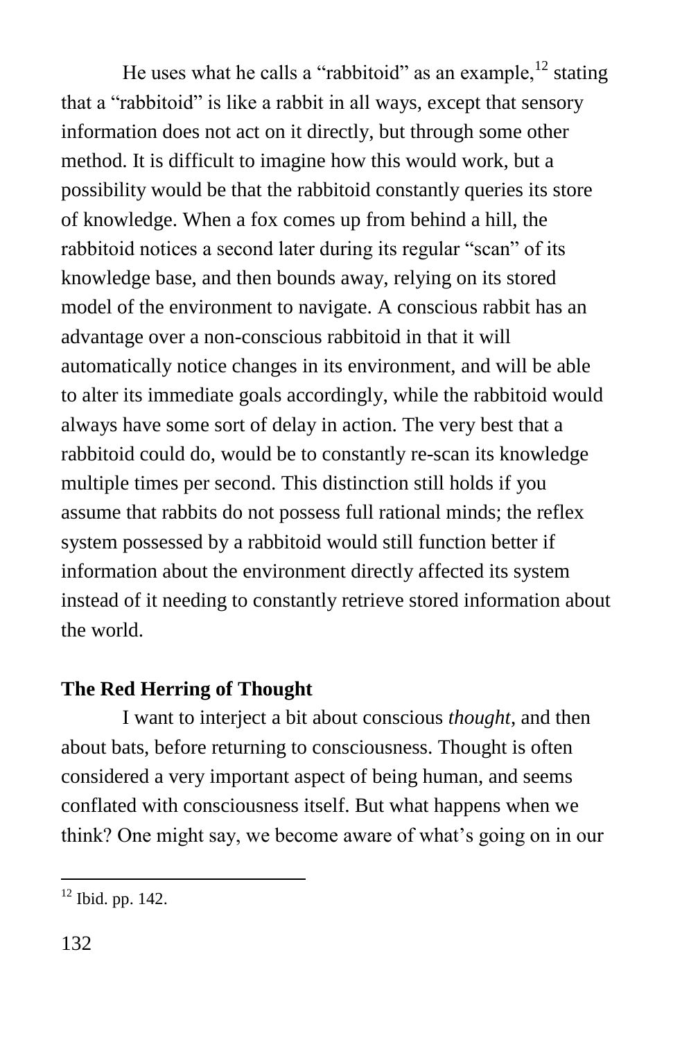He uses what he calls a "rabbitoid" as an example,[12] stating that a "rabbitoid" is like a rabbit in all ways, except that sensory information does not act on it directly, but through some other method. It is difficult to imagine how this would work, but a possibility would be that the rabbitoid constantly queries its store of knowledge. When a fox comes up from behind a hill, the rabbitoid notices a second later during its regular "scan" of its knowledge base, and then bounds away, relying on its stored model of the environment to navigate. A conscious rabbit has an advantage over a non-conscious rabbitoid in that it will automatically notice changes in its environment, and will be able to alter its immediate goals accordingly, while the rabbitoid would always have some sort of delay in action. The very best that a rabbitoid could do, would be to constantly re-scan its knowledge multiple times per second. This distinction still holds if you assume that rabbits do not possess full rational minds; the reflex system possessed by a rabbitoid would still function better if information about the environment directly affected its system instead of it needing to constantly retrieve stored information about the world.

**The Red Herring of Thought**

I want to interject a bit about conscious *thought*, and then about bats, before returning to consciousness. Thought is often considered a very important aspect of being human, and seems conflated with consciousness itself. But what happens when we think? One might say, we become aware of what's going on in our

[12] Ibid. pp. 142.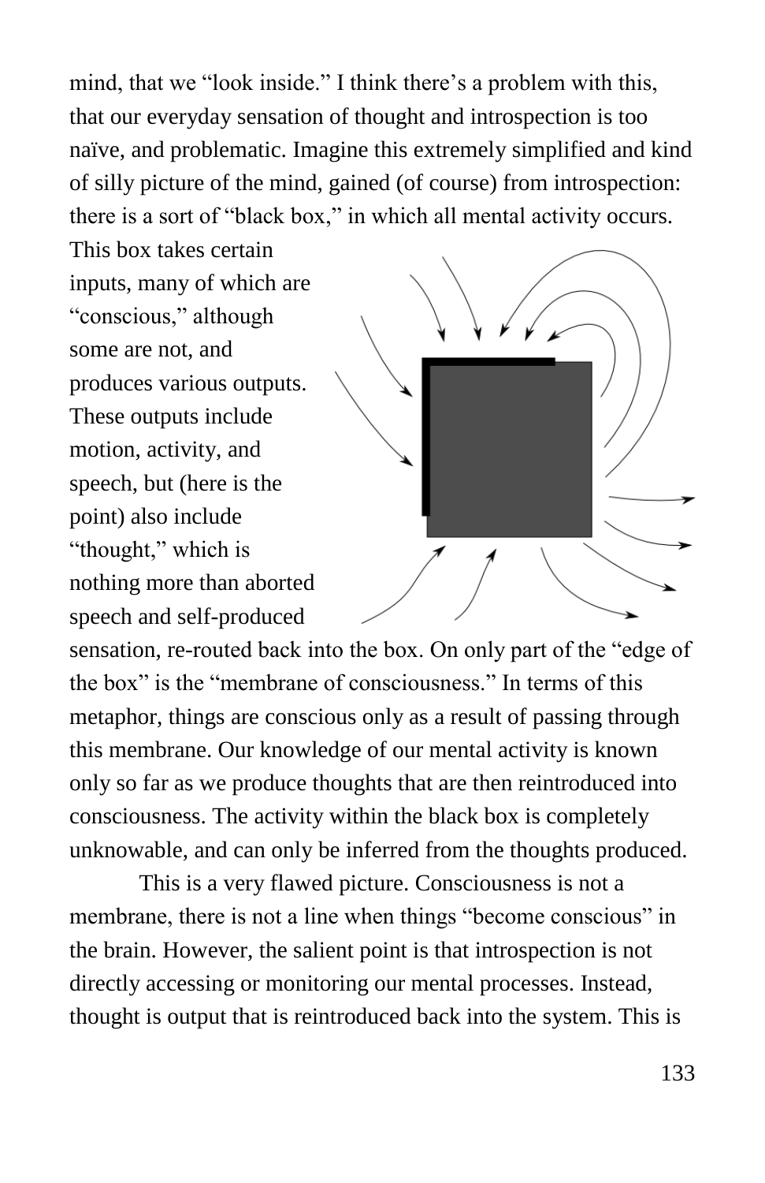mind, that we "look inside." I think there's a problem with this, that our everyday sensation of thought and introspection is too naïve, and problematic. Imagine this extremely simplified and kind of silly picture of the mind, gained (of course) from introspection: there is a sort of "black box," in which all mental activity occurs. This box takes certain inputs, many of which are "conscious," although some are not, and produces various outputs. These outputs include motion, activity, and speech, but (here is the point) also include "thought," which is nothing more than aborted speech and self-produced sensation, re-routed back into the box. On only part of the "edge of the box" is the "membrane of consciousness." In terms of this metaphor, things are conscious only as a result of passing through this membrane. Our knowledge of our mental activity is known only so far as we produce thoughts that are then reintroduced into consciousness. The activity within the black box is completely unknowable, and can only be inferred from the thoughts produced.

This is a very flawed picture. Consciousness is not a membrane, there is not a line when things "become conscious" in the brain. However, the salient point is that introspection is not directly accessing or monitoring our mental processes. Instead, thought is output that is reintroduced back into the system. This is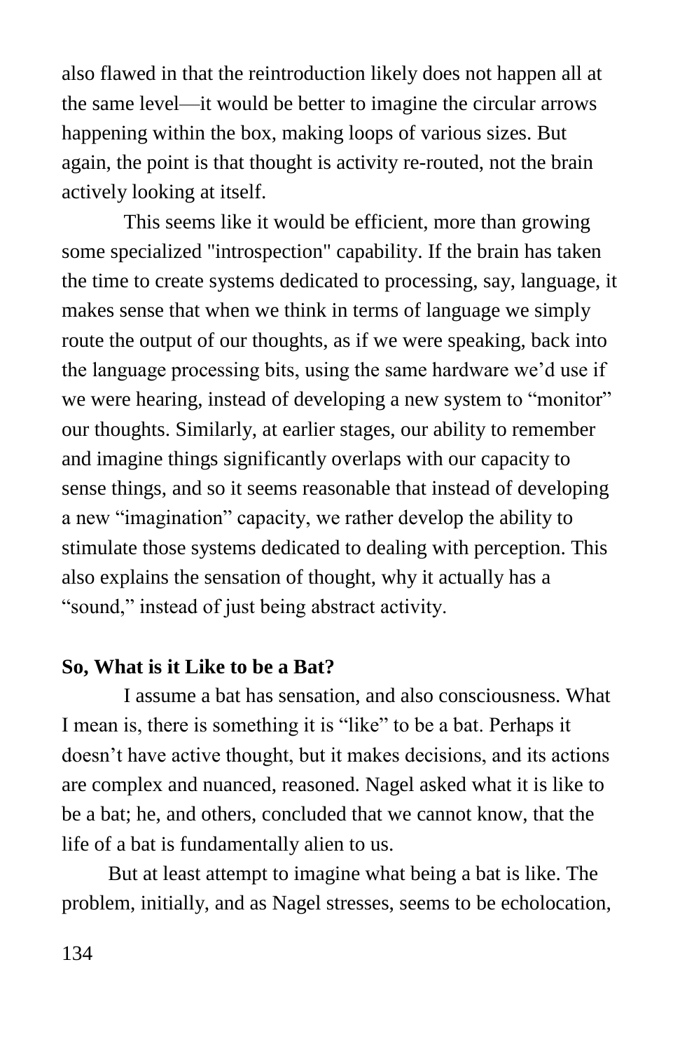also flawed in that the reintroduction likely does not happen all at the same level—it would be better to imagine the circular arrows happening within the box, making loops of various sizes. But again, the point is that thought is activity re-routed, not the brain actively looking at itself.

This seems like it would be efficient, more than growing some specialized "introspection" capability. If the brain has taken the time to create systems dedicated to processing, say, language, it makes sense that when we think in terms of language we simply route the output of our thoughts, as if we were speaking, back into the language processing bits, using the same hardware we'd use if we were hearing, instead of developing a new system to "monitor" our thoughts. Similarly, at earlier stages, our ability to remember and imagine things significantly overlaps with our capacity to sense things, and so it seems reasonable that instead of developing a new "imagination" capacity, we rather develop the ability to stimulate those systems dedicated to dealing with perception. This also explains the sensation of thought, why it actually has a "sound," instead of just being abstract activity.

**So, What is it Like to be a Bat?**

I assume a bat has sensation, and also consciousness. What I mean is, there is something it is "like" to be a bat. Perhaps it doesn't have active thought, but it makes decisions, and its actions are complex and nuanced, reasoned. Nagel asked what it is like to be a bat; he, and others, concluded that we cannot know, that the life of a bat is fundamentally alien to us.

But at least attempt to imagine what being a bat is like. The problem, initially, and as Nagel stresses, seems to be echolocation,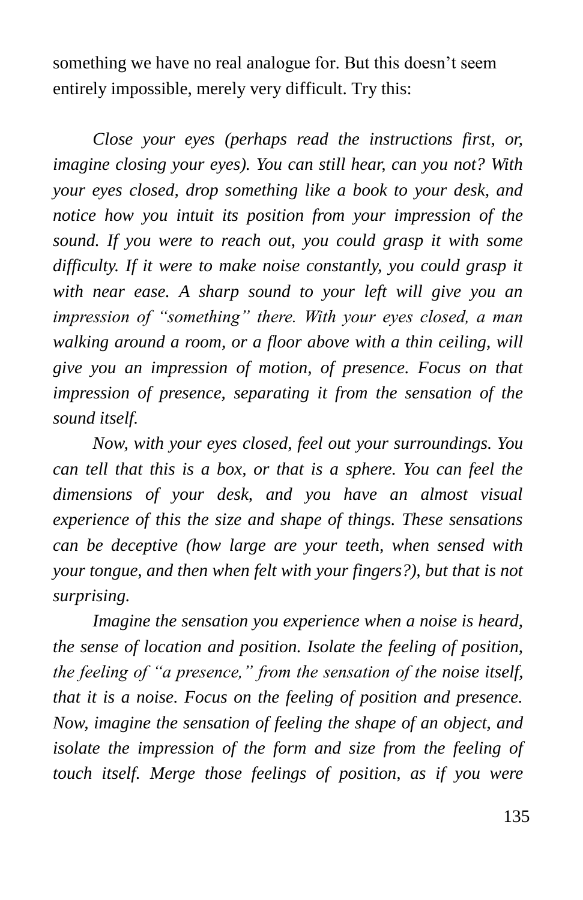something we have no real analogue for. But this doesn't seem entirely impossible, merely very difficult. Try this:

*Close your eyes (perhaps read the instructions first, or, imagine closing your eyes). You can still hear, can you not? With your eyes closed, drop something like a book to your desk, and notice how you intuit its position from your impression of the sound. If you were to reach out, you could grasp it with some difficulty. If it were to make noise constantly, you could grasp it with near ease. A sharp sound to your left will give you an impression of "something" there. With your eyes closed, a man walking around a room, or a floor above with a thin ceiling, will give you an impression of motion, of presence. Focus on that impression of presence, separating it from the sensation of the sound itself.*

*Now, with your eyes closed, feel out your surroundings. You can tell that this is a box, or that is a sphere. You can feel the dimensions of your desk, and you have an almost visual experience of this the size and shape of things. These sensations can be deceptive (how large are your teeth, when sensed with your tongue, and then when felt with your fingers?), but that is not surprising.*

*Imagine the sensation you experience when a noise is heard, the sense of location and position. Isolate the feeling of position, the feeling of "a presence," from the sensation of the noise itself, that it is a noise. Focus on the feeling of position and presence. Now, imagine the sensation of feeling the shape of an object, and isolate the impression of the form and size from the feeling of touch itself. Merge those feelings of position, as if you were*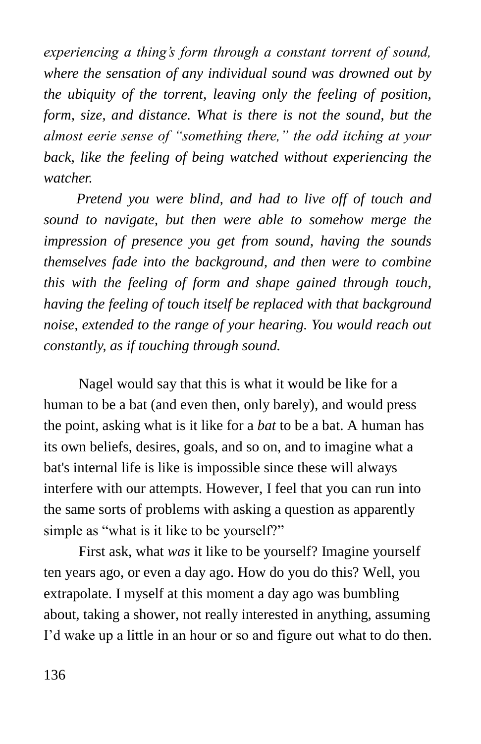*experiencing a thing's form through a constant torrent of sound, where the sensation of any individual sound was drowned out by the ubiquity of the torrent, leaving only the feeling of position, form, size, and distance. What is there is not the sound, but the almost eerie sense of "something there," the odd itching at your back, like the feeling of being watched without experiencing the watcher.*

*Pretend you were blind, and had to live off of touch and sound to navigate, but then were able to somehow merge the impression of presence you get from sound, having the sounds themselves fade into the background, and then were to combine this with the feeling of form and shape gained through touch, having the feeling of touch itself be replaced with that background noise, extended to the range of your hearing. You would reach out constantly, as if touching through sound.*

Nagel would say that this is what it would be like for a human to be a bat (and even then, only barely), and would press the point, asking what is it like for a *bat* to be a bat. A human has its own beliefs, desires, goals, and so on, and to imagine what a bat's internal life is like is impossible since these will always interfere with our attempts. However, I feel that you can run into the same sorts of problems with asking a question as apparently simple as "what is it like to be yourself?"

First ask, what *was* it like to be yourself? Imagine yourself ten years ago, or even a day ago. How do you do this? Well, you extrapolate. I myself at this moment a day ago was bumbling about, taking a shower, not really interested in anything, assuming I'd wake up a little in an hour or so and figure out what to do then.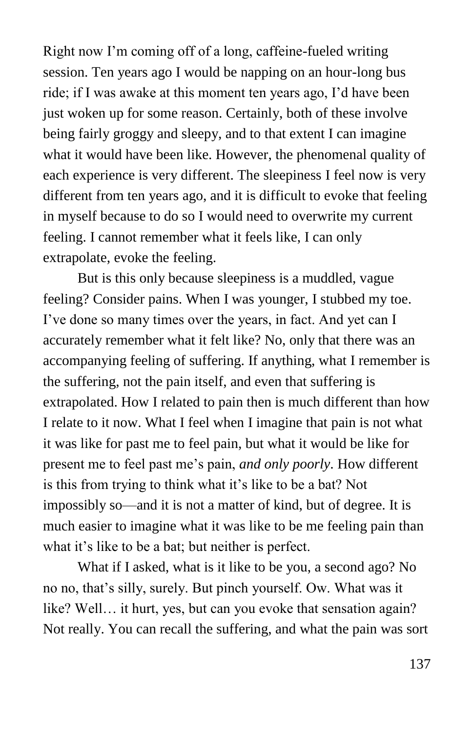Right now I'm coming off of a long, caffeine-fueled writing session. Ten years ago I would be napping on an hour-long bus ride; if I was awake at this moment ten years ago, I'd have been just woken up for some reason. Certainly, both of these involve being fairly groggy and sleepy, and to that extent I can imagine what it would have been like. However, the phenomenal quality of each experience is very different. The sleepiness I feel now is very different from ten years ago, and it is difficult to evoke that feeling in myself because to do so I would need to overwrite my current feeling. I cannot remember what it feels like, I can only extrapolate, evoke the feeling.

But is this only because sleepiness is a muddled, vague feeling? Consider pains. When I was younger, I stubbed my toe. I've done so many times over the years, in fact. And yet can I accurately remember what it felt like? No, only that there was an accompanying feeling of suffering. If anything, what I remember is the suffering, not the pain itself, and even that suffering is extrapolated. How I related to pain then is much different than how I relate to it now. What I feel when I imagine that pain is not what it was like for past me to feel pain, but what it would be like for present me to feel past me's pain, *and only poorly*. How different is this from trying to think what it's like to be a bat? Not impossibly so—and it is not a matter of kind, but of degree. It is much easier to imagine what it was like to be me feeling pain than what it's like to be a bat; but neither is perfect.

What if I asked, what is it like to be you, a second ago? No no no, that's silly, surely. But pinch yourself. Ow. What was it like? Well… it hurt, yes, but can you evoke that sensation again? Not really. You can recall the suffering, and what the pain was sort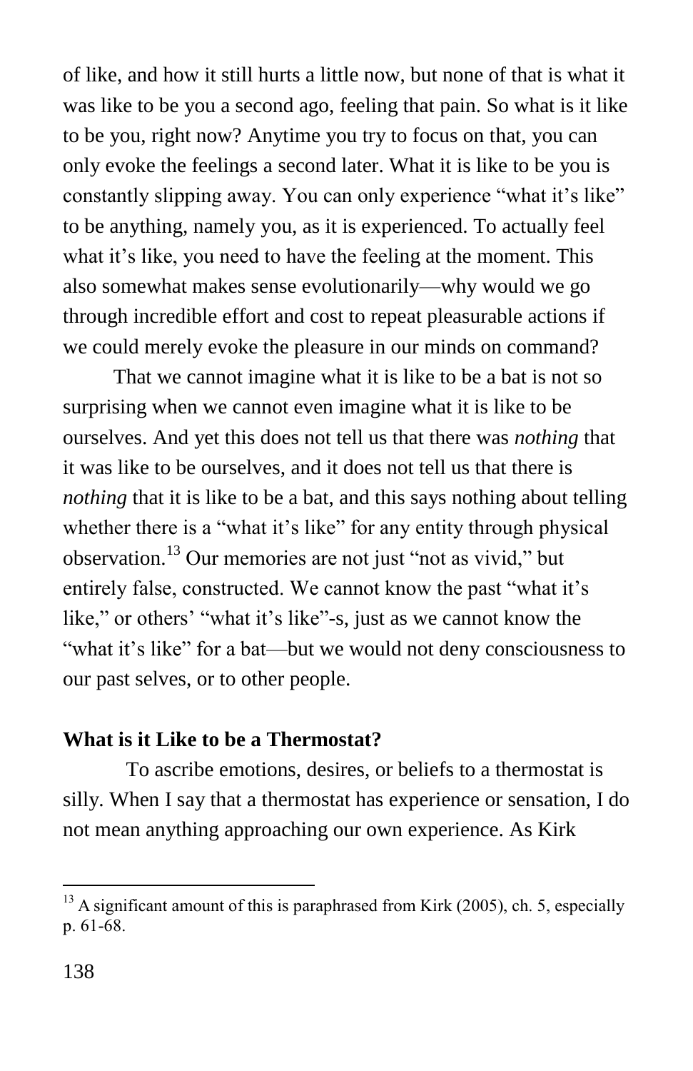of like, and how it still hurts a little now, but none of that is what it was like to be you a second ago, feeling that pain. So what is it like to be you, right now? Anytime you try to focus on that, you can only evoke the feelings a second later. What it is like to be you is constantly slipping away. You can only experience "what it's like" to be anything, namely you, as it is experienced. To actually feel what it's like, you need to have the feeling at the moment. This also somewhat makes sense evolutionarily—why would we go through incredible effort and cost to repeat pleasurable actions if we could merely evoke the pleasure in our minds on command?

That we cannot imagine what it is like to be a bat is not so surprising when we cannot even imagine what it is like to be ourselves. And yet this does not tell us that there was *nothing* that it was like to be ourselves, and it does not tell us that there is *nothing* that it is like to be a bat, and this says nothing about telling whether there is a "what it's like" for any entity through physical observation.[13] Our memories are not just "not as vivid," but entirely false, constructed. We cannot know the past "what it's like," or others' "what it's like"-s, just as we cannot know the "what it's like" for a bat—but we would not deny consciousness to our past selves, or to other people.

**What is it Like to be a Thermostat?**

To ascribe emotions, desires, or beliefs to a thermostat is silly. When I say that a thermostat has experience or sensation, I do not mean anything approaching our own experience. As Kirk

[13] A significant amount of this is paraphrased from Kirk (2005), ch. 5, especially p. 61-68.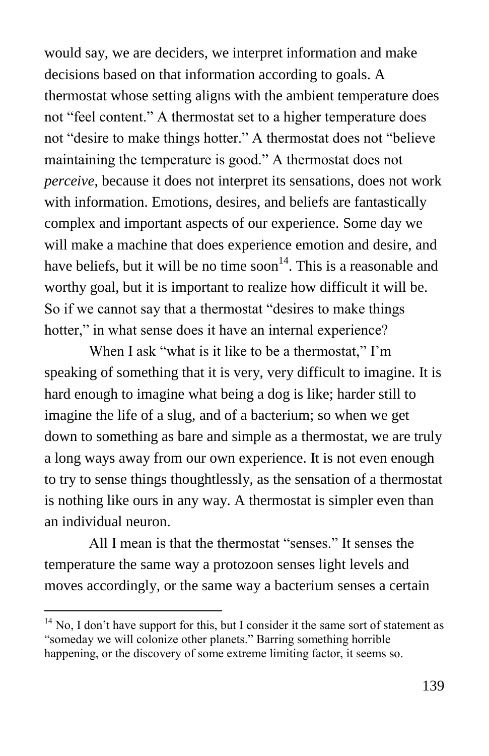would say, we are deciders, we interpret information and make decisions based on that information according to goals. A thermostat whose setting aligns with the ambient temperature does not "feel content." A thermostat set to a higher temperature does not "desire to make things hotter." A thermostat does not "believe maintaining the temperature is good." A thermostat does not *perceive*, because it does not interpret its sensations, does not work with information. Emotions, desires, and beliefs are fantastically complex and important aspects of our experience. Some day we will make a machine that does experience emotion and desire, and have beliefs, but it will be no time soon[14]. This is a reasonable and worthy goal, but it is important to realize how difficult it will be. So if we cannot say that a thermostat "desires to make things hotter," in what sense does it have an internal experience?

When I ask "what is it like to be a thermostat," I'm speaking of something that it is very, very difficult to imagine. It is hard enough to imagine what being a dog is like; harder still to imagine the life of a slug, and of a bacterium; so when we get down to something as bare and simple as a thermostat, we are truly a long ways away from our own experience. It is not even enough to try to sense things thoughtlessly, as the sensation of a thermostat is nothing like ours in any way. A thermostat is simpler even than an individual neuron.

All I mean is that the thermostat "senses." It senses the temperature the same way a protozoon senses light levels and moves accordingly, or the same way a bacterium senses a certain

[14] No, I don't have support for this, but I consider it the same sort of statement as "someday we will colonize other planets." Barring something horrible happening, or the discovery of some extreme limiting factor, it seems so.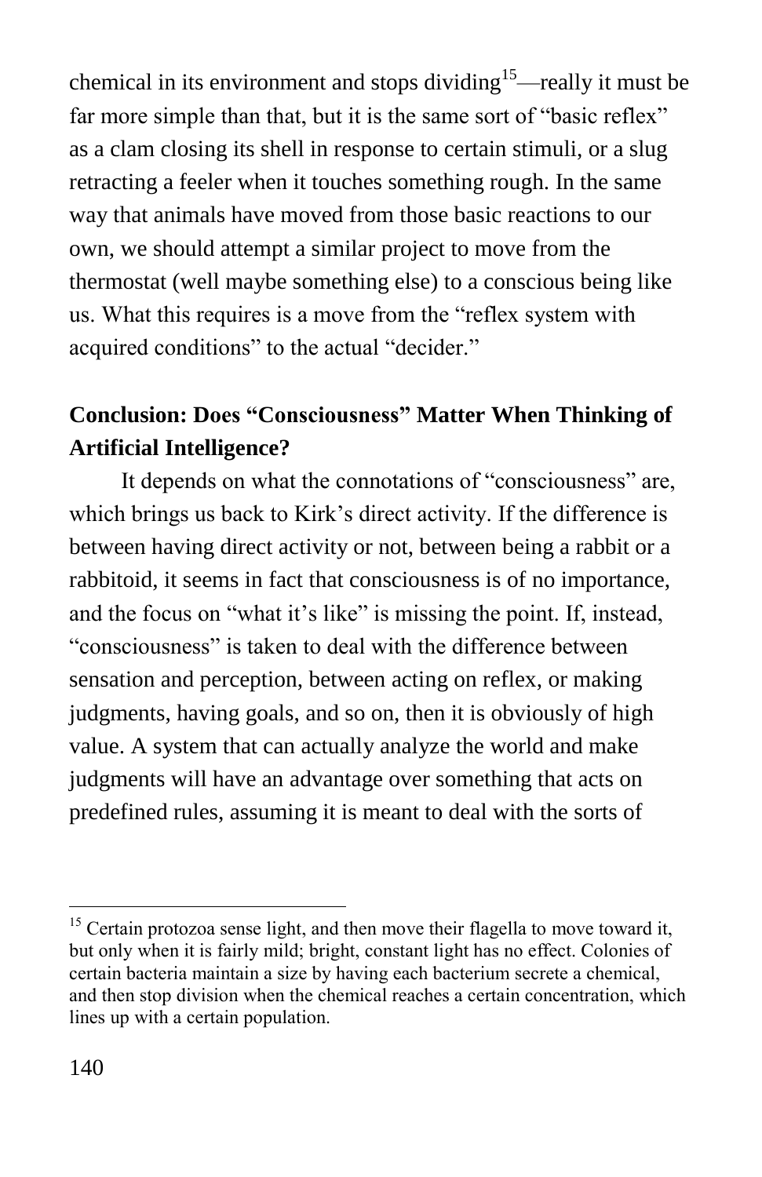chemical in its environment and stops dividing[15]—really it must be far more simple than that, but it is the same sort of "basic reflex" as a clam closing its shell in response to certain stimuli, or a slug retracting a feeler when it touches something rough. In the same way that animals have moved from those basic reactions to our own, we should attempt a similar project to move from the thermostat (well maybe something else) to a conscious being like us. What this requires is a move from the "reflex system with acquired conditions" to the actual "decider."

## Conclusion: Does "Consciousness" Matter When Thinking of Artificial Intelligence?

It depends on what the connotations of "consciousness" are, which brings us back to Kirk's direct activity. If the difference is between having direct activity or not, between being a rabbit or a rabbitoid, it seems in fact that consciousness is of no importance, and the focus on "what it's like" is missing the point. If, instead, "consciousness" is taken to deal with the difference between sensation and perception, between acting on reflex, or making judgments, having goals, and so on, then it is obviously of high value. A system that can actually analyze the world and make judgments will have an advantage over something that acts on predefined rules, assuming it is meant to deal with the sorts of

---

[15] Certain protozoa sense light, and then move their flagella to move toward it, but only when it is fairly mild; bright, constant light has no effect. Colonies of certain bacteria maintain a size by having each bacterium secrete a chemical, and then stop division when the chemical reaches a certain concentration, which lines up with a certain population.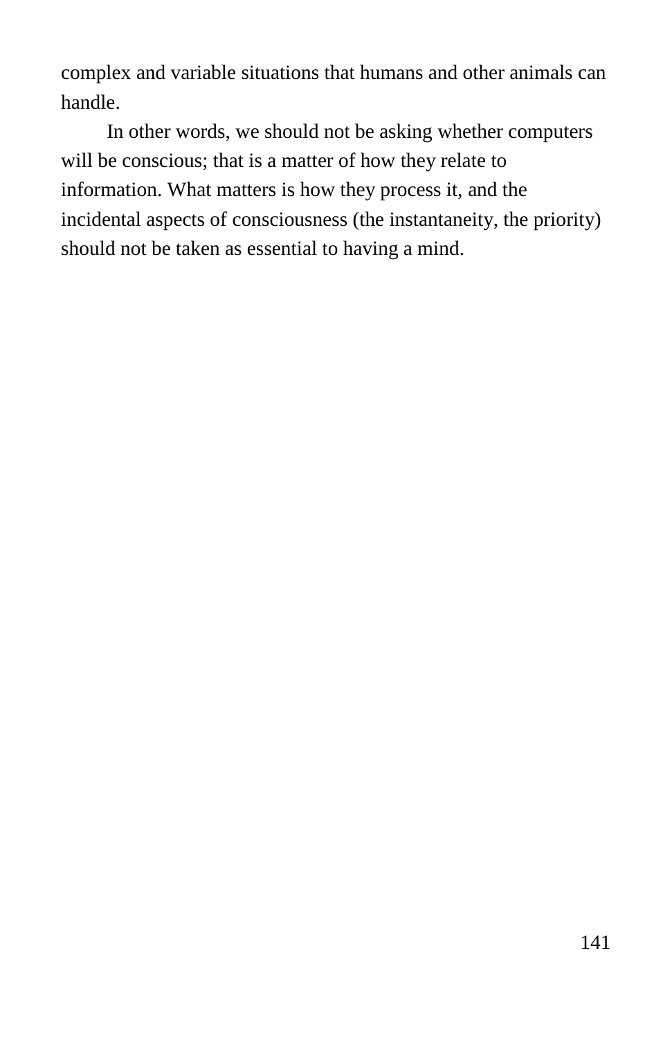complex and variable situations that humans and other animals can handle.

In other words, we should not be asking whether computers will be conscious; that is a matter of how they relate to information. What matters is how they process it, and the incidental aspects of consciousness (the instantaneity, the priority) should not be taken as essential to having a mind.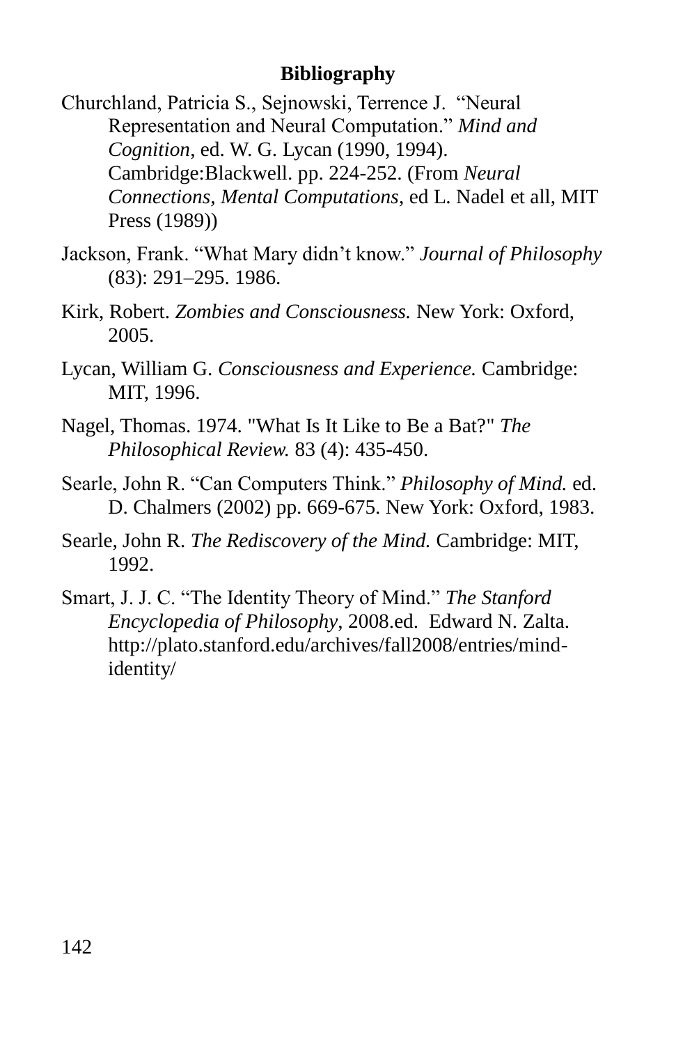## Bibliography

Churchland, Patricia S., Sejnowski, Terrence J. "Neural Representation and Neural Computation." *Mind and Cognition*, ed. W. G. Lycan (1990, 1994). Cambridge:Blackwell. pp. 224-252. (From *Neural Connections, Mental Computations*, ed L. Nadel et all, MIT Press (1989))

Jackson, Frank. "What Mary didn't know." *Journal of Philosophy* (83): 291–295. 1986.

Kirk, Robert. *Zombies and Consciousness.* New York: Oxford, 2005.

Lycan, William G. *Consciousness and Experience.* Cambridge: MIT, 1996.

Nagel, Thomas. 1974. "What Is It Like to Be a Bat?" *The Philosophical Review.* 83 (4): 435-450.

Searle, John R. "Can Computers Think." *Philosophy of Mind.* ed. D. Chalmers (2002) pp. 669-675. New York: Oxford, 1983.

Searle, John R. *The Rediscovery of the Mind.* Cambridge: MIT, 1992.

Smart, J. J. C. "The Identity Theory of Mind." *The Stanford Encyclopedia of Philosophy*, 2008.ed. Edward N. Zalta. http://plato.stanford.edu/archives/fall2008/entries/mind-identity/